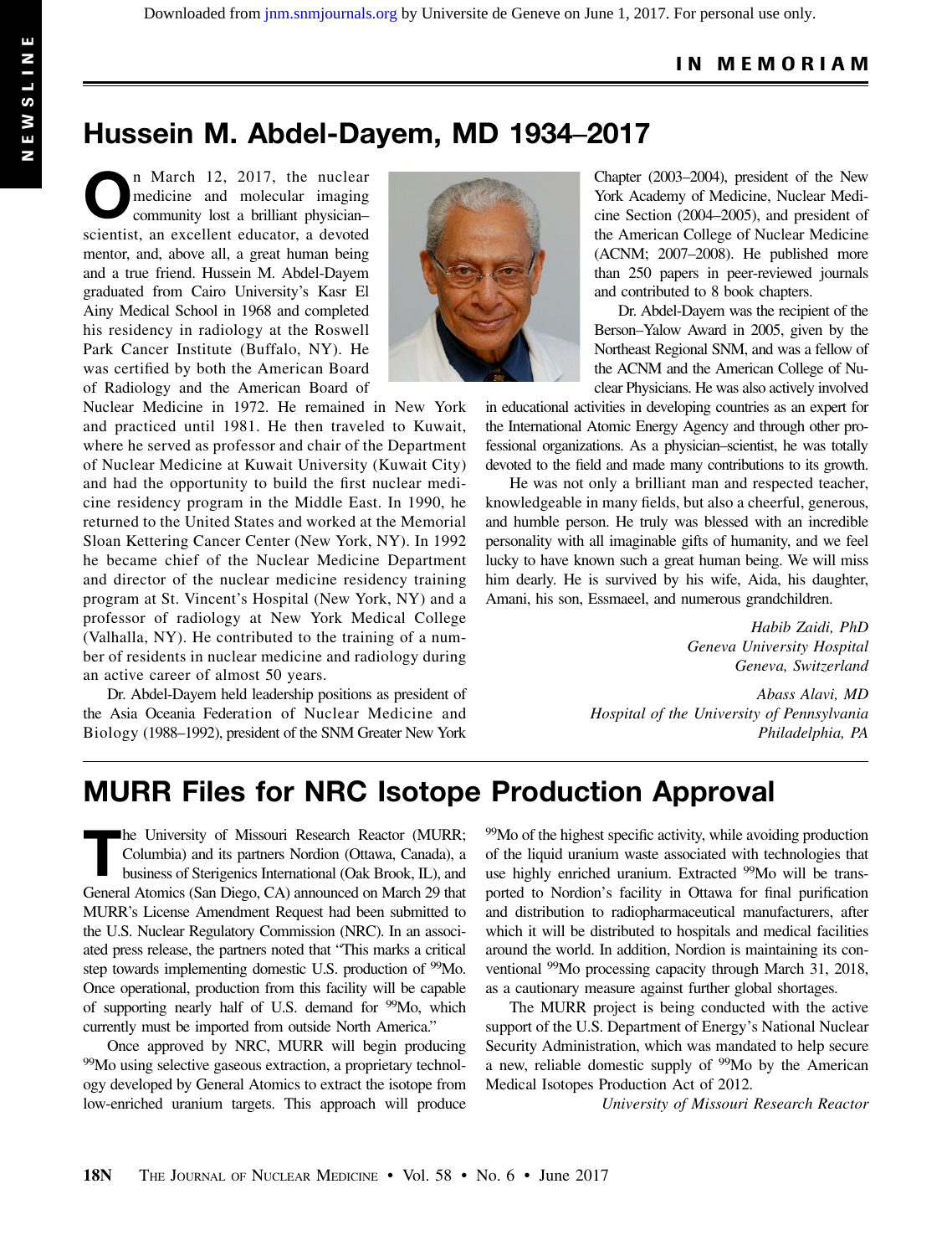# IN MEMORIAM

## Hussein M. Abdel-Dayem, MD 1934–2017

On March 12, 2017, the nuclear medicine and molecular imaging community lost a brilliant physician–scientist, an excellent educator, a devoted mentor, and, above all, a great human being and a true friend. Hussein M. Abdel-Dayem graduated from Cairo University's Kasr El Ainy Medical School in 1968 and completed his residency in radiology at the Roswell Park Cancer Institute (Buffalo, NY). He was certified by both the American Board of Radiology and the American Board of Nuclear Medicine in 1972. He remained in New York and practiced until 1981. He then traveled to Kuwait, where he served as professor and chair of the Department of Nuclear Medicine at Kuwait University (Kuwait City) and had the opportunity to build the first nuclear medicine residency program in the Middle East. In 1990, he returned to the United States and worked at the Memorial Sloan Kettering Cancer Center (New York, NY). In 1992 he became chief of the Nuclear Medicine Department and director of the nuclear medicine residency training program at St. Vincent's Hospital (New York, NY) and a professor of radiology at New York Medical College (Valhalla, NY). He contributed to the training of a number of residents in nuclear medicine and radiology during an active career of almost 50 years.

Dr. Abdel-Dayem held leadership positions as president of the Asia Oceania Federation of Nuclear Medicine and Biology (1988–1992), president of the SNM Greater New York Chapter (2003–2004), president of the New York Academy of Medicine, Nuclear Medicine Section (2004–2005), and president of the American College of Nuclear Medicine (ACNM; 2007–2008). He published more than 250 papers in peer-reviewed journals and contributed to 8 book chapters.

Dr. Abdel-Dayem was the recipient of the Berson–Yalow Award in 2005, given by the Northeast Regional SNM, and was a fellow of the ACNM and the American College of Nuclear Physicians. He was also actively involved in educational activities in developing countries as an expert for the International Atomic Energy Agency and through other professional organizations. As a physician–scientist, he was totally devoted to the field and made many contributions to its growth.

He was not only a brilliant man and respected teacher, knowledgeable in many fields, but also a cheerful, generous, and humble person. He truly was blessed with an incredible personality with all imaginable gifts of humanity, and we feel lucky to have known such a great human being. We will miss him dearly. He is survived by his wife, Aida, his daughter, Amani, his son, Essmaeel, and numerous grandchildren.

*Habib Zaidi, PhD*
*Geneva University Hospital*
*Geneva, Switzerland*

*Abass Alavi, MD*
*Hospital of the University of Pennsylvania*
*Philadelphia, PA*

## MURR Files for NRC Isotope Production Approval

The University of Missouri Research Reactor (MURR; Columbia) and its partners Nordion (Ottawa, Canada), a business of Sterigenics International (Oak Brook, IL), and General Atomics (San Diego, CA) announced on March 29 that MURR's License Amendment Request had been submitted to the U.S. Nuclear Regulatory Commission (NRC). In an associated press release, the partners noted that "This marks a critical step towards implementing domestic U.S. production of $^{99}$Mo. Once operational, production from this facility will be capable of supporting nearly half of U.S. demand for $^{99}$Mo, which currently must be imported from outside North America."

Once approved by NRC, MURR will begin producing $^{99}$Mo using selective gaseous extraction, a proprietary technology developed by General Atomics to extract the isotope from low-enriched uranium targets. This approach will produce $^{99}$Mo of the highest specific activity, while avoiding production of the liquid uranium waste associated with technologies that use highly enriched uranium. Extracted $^{99}$Mo will be transported to Nordion's facility in Ottawa for final purification and distribution to radiopharmaceutical manufacturers, after which it will be distributed to hospitals and medical facilities around the world. In addition, Nordion is maintaining its conventional $^{99}$Mo processing capacity through March 31, 2018, as a cautionary measure against further global shortages.

The MURR project is being conducted with the active support of the U.S. Department of Energy's National Nuclear Security Administration, which was mandated to help secure a new, reliable domestic supply of $^{99}$Mo by the American Medical Isotopes Production Act of 2012.

*University of Missouri Research Reactor*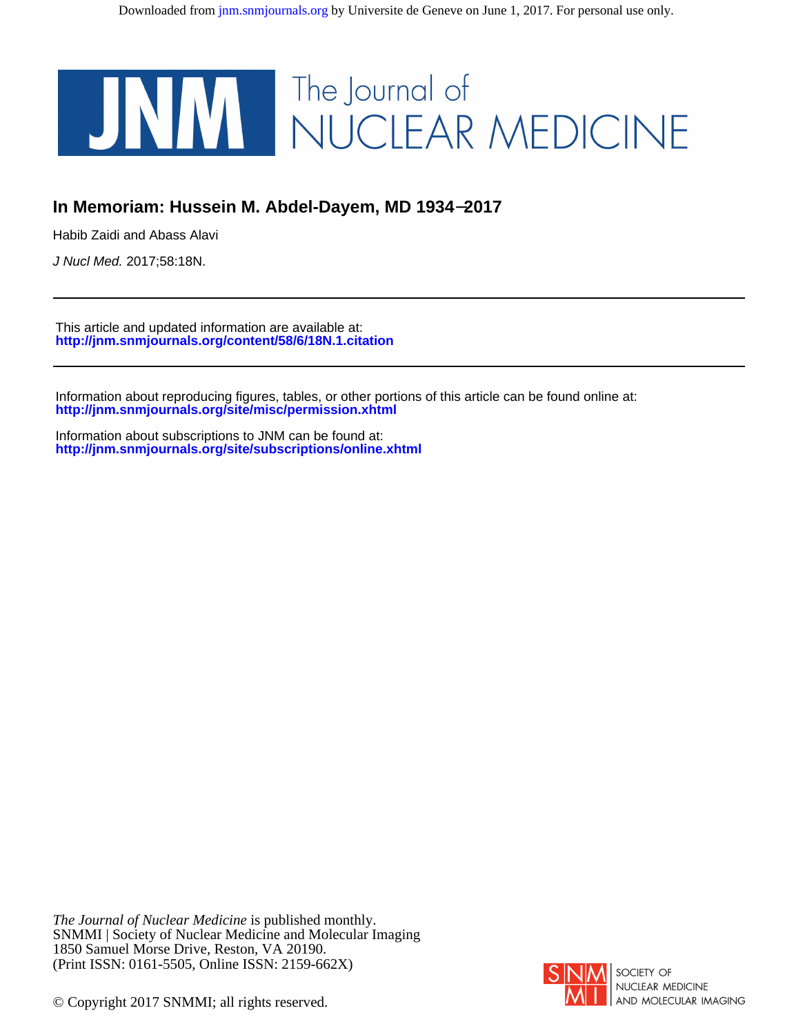Downloaded from jnm.snmjournals.org by Universite de Geneve on June 1, 2017. For personal use only.

# The Journal of NUCLEAR MEDICINE

## In Memoriam: Hussein M. Abdel-Dayem, MD 1934–2017

Habib Zaidi and Abass Alavi

*J Nucl Med.* 2017;58:18N.

---

This article and updated information are available at:
**http://jnm.snmjournals.org/content/58/6/18N.1.citation**

---

Information about reproducing figures, tables, or other portions of this article can be found online at:
**http://jnm.snmjournals.org/site/misc/permission.xhtml**

Information about subscriptions to JNM can be found at:
**http://jnm.snmjournals.org/site/subscriptions/online.xhtml**

*The Journal of Nuclear Medicine* is published monthly.
SNMMI | Society of Nuclear Medicine and Molecular Imaging
1850 Samuel Morse Drive, Reston, VA 20190.
(Print ISSN: 0161-5505, Online ISSN: 2159-662X)

© Copyright 2017 SNMMI; all rights reserved.

SOCIETY OF NUCLEAR MEDICINE AND MOLECULAR IMAGING